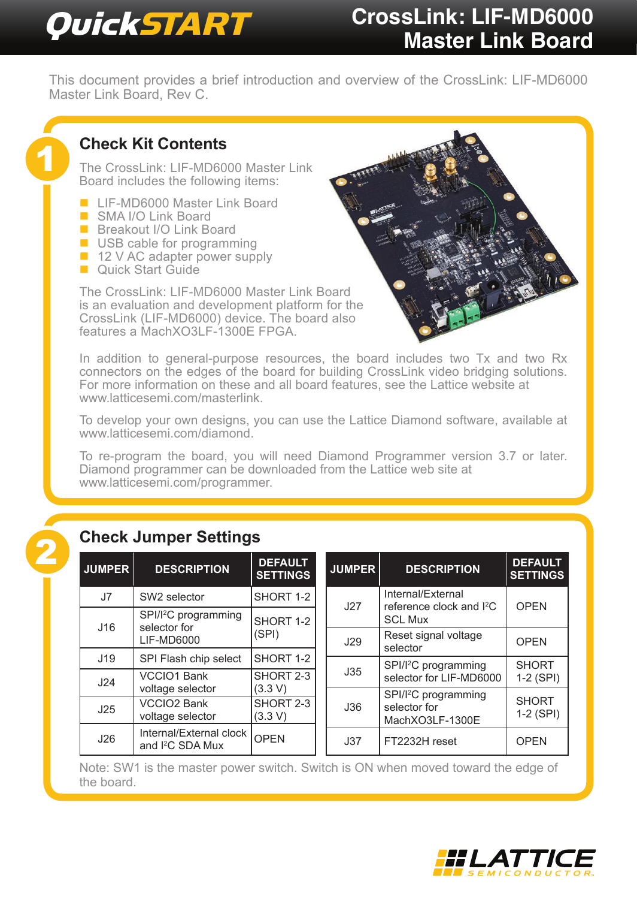# QuickSTART

# CrossLink: LIF-MD6000 Master Link Board

This document provides a brief introduction and overview of the CrossLink: LIF-MD6000 Master Link Board, Rev C.

## 1 Check Kit Contents

The CrossLink: LIF-MD6000 Master Link Board includes the following items:

- LIF-MD6000 Master Link Board
- SMA I/O Link Board
- Breakout I/O Link Board
- USB cable for programming
- 12 V AC adapter power supply
- Quick Start Guide

The CrossLink: LIF-MD6000 Master Link Board is an evaluation and development platform for the CrossLink (LIF-MD6000) device. The board also features a MachXO3LF-1300E FPGA.

In addition to general-purpose resources, the board includes two Tx and two Rx connectors on the edges of the board for building CrossLink video bridging solutions. For more information on these and all board features, see the Lattice website at www.latticesemi.com/masterlink.

To develop your own designs, you can use the Lattice Diamond software, available at www.latticesemi.com/diamond.

To re-program the board, you will need Diamond Programmer version 3.7 or later. Diamond programmer can be downloaded from the Lattice web site at www.latticesemi.com/programmer.

## 2 Check Jumper Settings

| JUMPER | DESCRIPTION | DEFAULT SETTINGS |
|---|---|---|
| J7 | SW2 selector | SHORT 1-2 |
| J16 | SPI/I²C programming selector for LIF-MD6000 | SHORT 1-2 (SPI) |
| J19 | SPI Flash chip select | SHORT 1-2 |
| J24 | VCCIO1 Bank voltage selector | SHORT 2-3 (3.3 V) |
| J25 | VCCIO2 Bank voltage selector | SHORT 2-3 (3.3 V) |
| J26 | Internal/External clock and I²C SDA Mux | OPEN |

| JUMPER | DESCRIPTION | DEFAULT SETTINGS |
|---|---|---|
| J27 | Internal/External reference clock and I²C SCL Mux | OPEN |
| J29 | Reset signal voltage selector | OPEN |
| J35 | SPI/I²C programming selector for LIF-MD6000 | SHORT 1-2 (SPI) |
| J36 | SPI/I²C programming selector for MachXO3LF-1300E | SHORT 1-2 (SPI) |
| J37 | FT2232H reset | OPEN |

Note: SW1 is the master power switch. Switch is ON when moved toward the edge of the board.

LATTICE SEMICONDUCTOR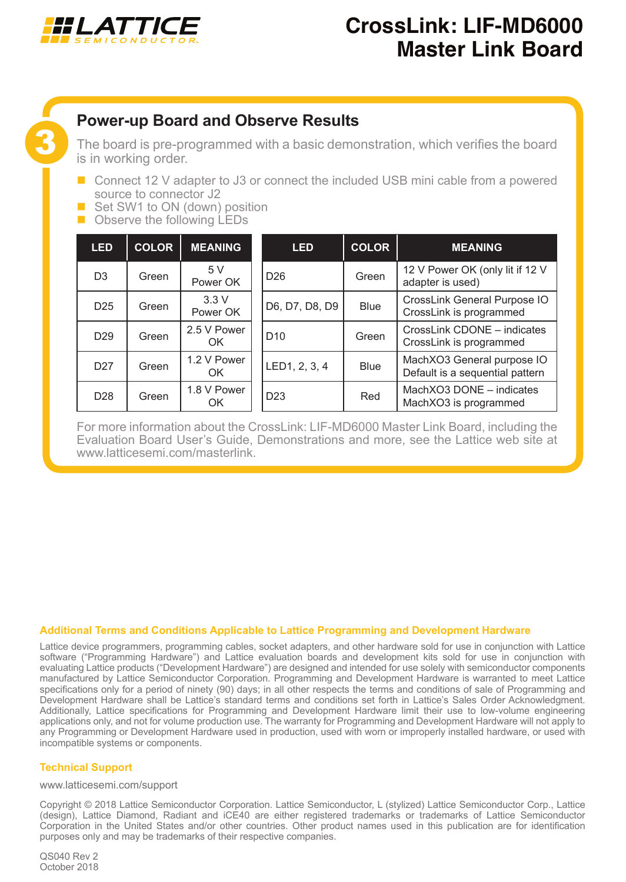# CrossLink: LIF-MD6000 Master Link Board

## 3 Power-up Board and Observe Results

The board is pre-programmed with a basic demonstration, which verifies the board is in working order.

- Connect 12 V adapter to J3 or connect the included USB mini cable from a powered source to connector J2
- Set SW1 to ON (down) position
- Observe the following LEDs

| LED | COLOR | MEANING |
|---|---|---|
| D3 | Green | 5 V Power OK |
| D25 | Green | 3.3 V Power OK |
| D29 | Green | 2.5 V Power OK |
| D27 | Green | 1.2 V Power OK |
| D28 | Green | 1.8 V Power OK |

| LED | COLOR | MEANING |
|---|---|---|
| D26 | Green | 12 V Power OK (only lit if 12 V adapter is used) |
| D6, D7, D8, D9 | Blue | CrossLink General Purpose IO CrossLink is programmed |
| D10 | Green | CrossLink CDONE – indicates CrossLink is programmed |
| LED1, 2, 3, 4 | Blue | MachXO3 General purpose IO Default is a sequential pattern |
| D23 | Red | MachXO3 DONE – indicates MachXO3 is programmed |

For more information about the CrossLink: LIF-MD6000 Master Link Board, including the Evaluation Board User's Guide, Demonstrations and more, see the Lattice web site at www.latticesemi.com/masterlink.

### Additional Terms and Conditions Applicable to Lattice Programming and Development Hardware

Lattice device programmers, programming cables, socket adapters, and other hardware sold for use in conjunction with Lattice software ("Programming Hardware") and Lattice evaluation boards and development kits sold for use in conjunction with evaluating Lattice products ("Development Hardware") are designed and intended for use solely with semiconductor components manufactured by Lattice Semiconductor Corporation. Programming and Development Hardware is warranted to meet Lattice specifications only for a period of ninety (90) days; in all other respects the terms and conditions of sale of Programming and Development Hardware shall be Lattice's standard terms and conditions set forth in Lattice's Sales Order Acknowledgment. Additionally, Lattice specifications for Programming and Development Hardware limit their use to low-volume engineering applications only, and not for volume production use. The warranty for Programming and Development Hardware will not apply to any Programming or Development Hardware used in production, used with worn or improperly installed hardware, or used with incompatible systems or components.

### Technical Support

www.latticesemi.com/support

Copyright © 2018 Lattice Semiconductor Corporation. Lattice Semiconductor, L (stylized) Lattice Semiconductor Corp., Lattice (design), Lattice Diamond, Radiant and iCE40 are either registered trademarks or trademarks of Lattice Semiconductor Corporation in the United States and/or other countries. Other product names used in this publication are for identification purposes only and may be trademarks of their respective companies.

QS040 Rev 2
October 2018